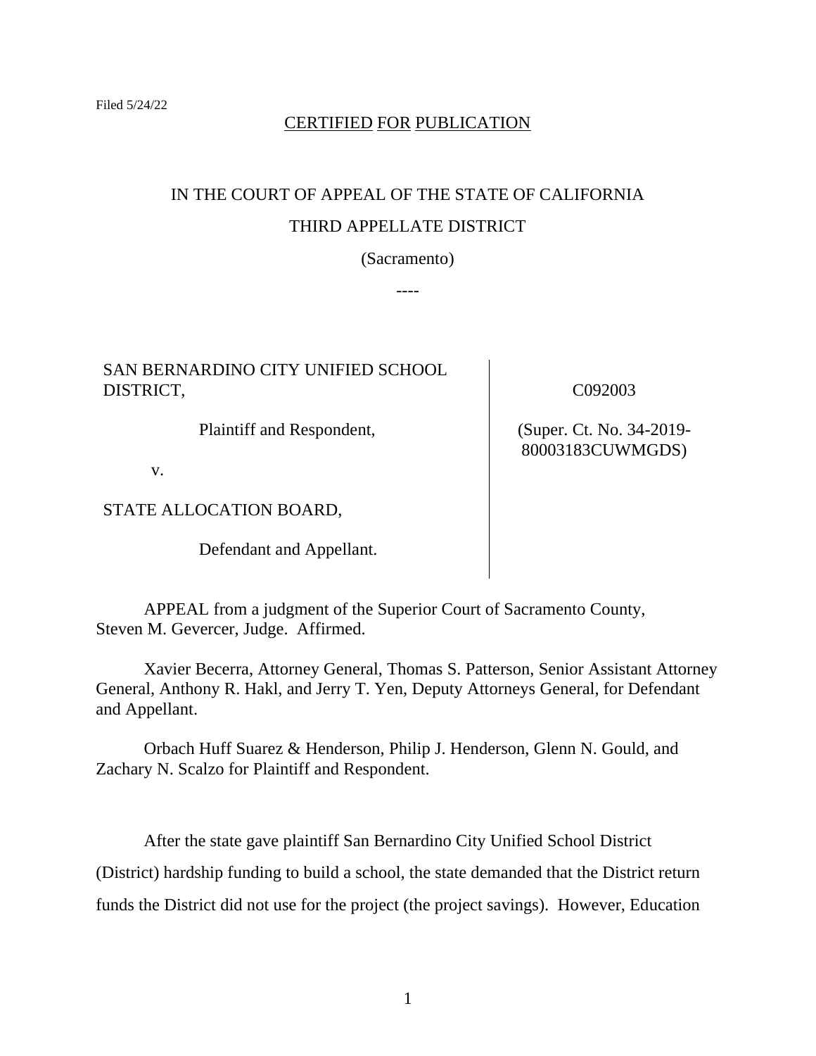Filed 5/24/22

CERTIFIED FOR PUBLICATION

IN THE COURT OF APPEAL OF THE STATE OF CALIFORNIA

THIRD APPELLATE DISTRICT

(Sacramento)

----

| | |
|---|---|
| SAN BERNARDINO CITY UNIFIED SCHOOL DISTRICT,<br><br>Plaintiff and Respondent,<br><br>v.<br><br>STATE ALLOCATION BOARD,<br><br>Defendant and Appellant. | C092003<br><br>(Super. Ct. No. 34-2019-80003183CUWMGDS) |

APPEAL from a judgment of the Superior Court of Sacramento County, Steven M. Gevercer, Judge. Affirmed.

Xavier Becerra, Attorney General, Thomas S. Patterson, Senior Assistant Attorney General, Anthony R. Hakl, and Jerry T. Yen, Deputy Attorneys General, for Defendant and Appellant.

Orbach Huff Suarez & Henderson, Philip J. Henderson, Glenn N. Gould, and Zachary N. Scalzo for Plaintiff and Respondent.

After the state gave plaintiff San Bernardino City Unified School District (District) hardship funding to build a school, the state demanded that the District return funds the District did not use for the project (the project savings). However, Education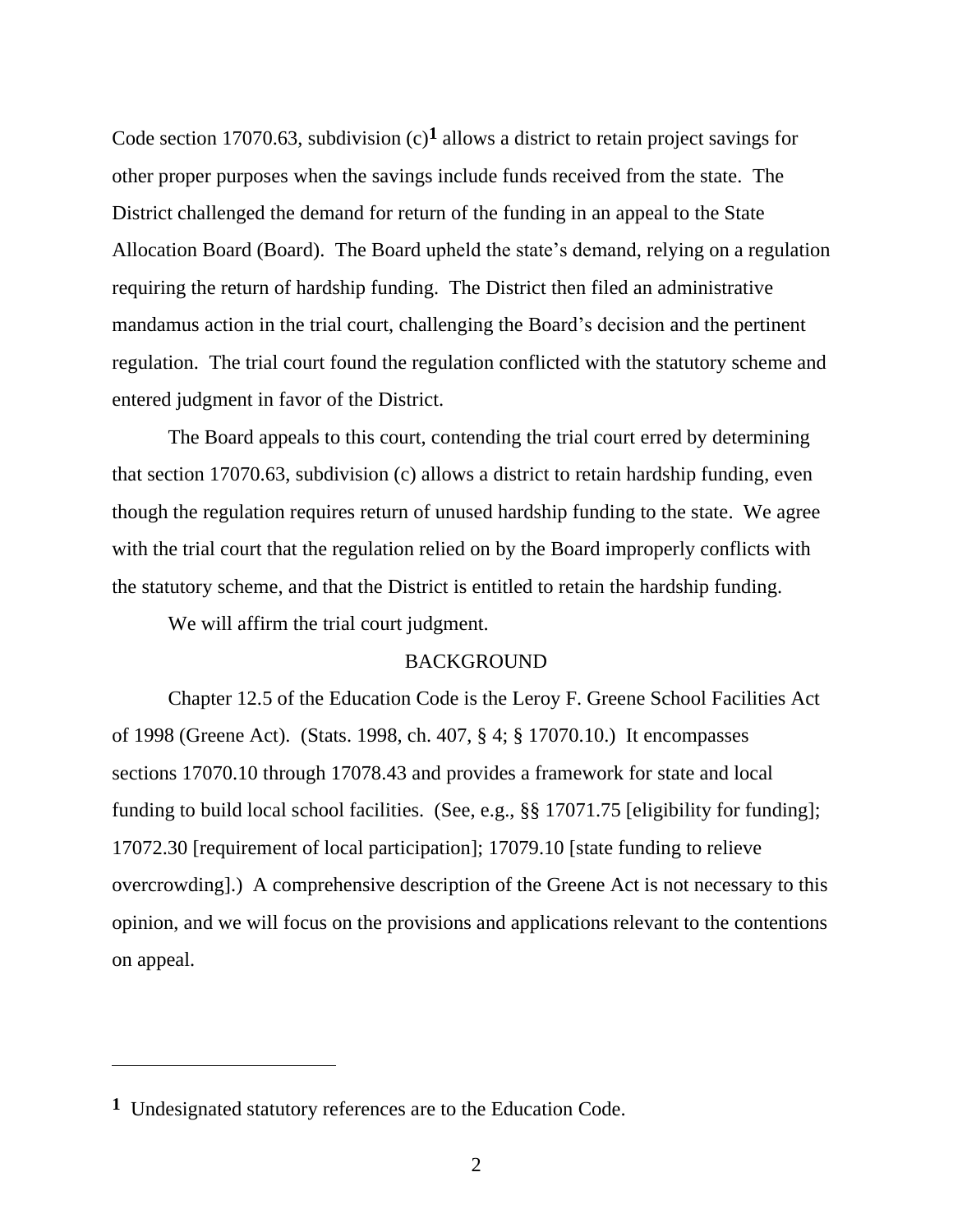Code section 17070.63, subdivision (c)[1] allows a district to retain project savings for other proper purposes when the savings include funds received from the state. The District challenged the demand for return of the funding in an appeal to the State Allocation Board (Board). The Board upheld the state's demand, relying on a regulation requiring the return of hardship funding. The District then filed an administrative mandamus action in the trial court, challenging the Board's decision and the pertinent regulation. The trial court found the regulation conflicted with the statutory scheme and entered judgment in favor of the District.

The Board appeals to this court, contending the trial court erred by determining that section 17070.63, subdivision (c) allows a district to retain hardship funding, even though the regulation requires return of unused hardship funding to the state. We agree with the trial court that the regulation relied on by the Board improperly conflicts with the statutory scheme, and that the District is entitled to retain the hardship funding.

We will affirm the trial court judgment.

## BACKGROUND

Chapter 12.5 of the Education Code is the Leroy F. Greene School Facilities Act of 1998 (Greene Act). (Stats. 1998, ch. 407, § 4; § 17070.10.) It encompasses sections 17070.10 through 17078.43 and provides a framework for state and local funding to build local school facilities. (See, e.g., §§ 17071.75 [eligibility for funding]; 17072.30 [requirement of local participation]; 17079.10 [state funding to relieve overcrowding].) A comprehensive description of the Greene Act is not necessary to this opinion, and we will focus on the provisions and applications relevant to the contentions on appeal.

---

[1] Undesignated statutory references are to the Education Code.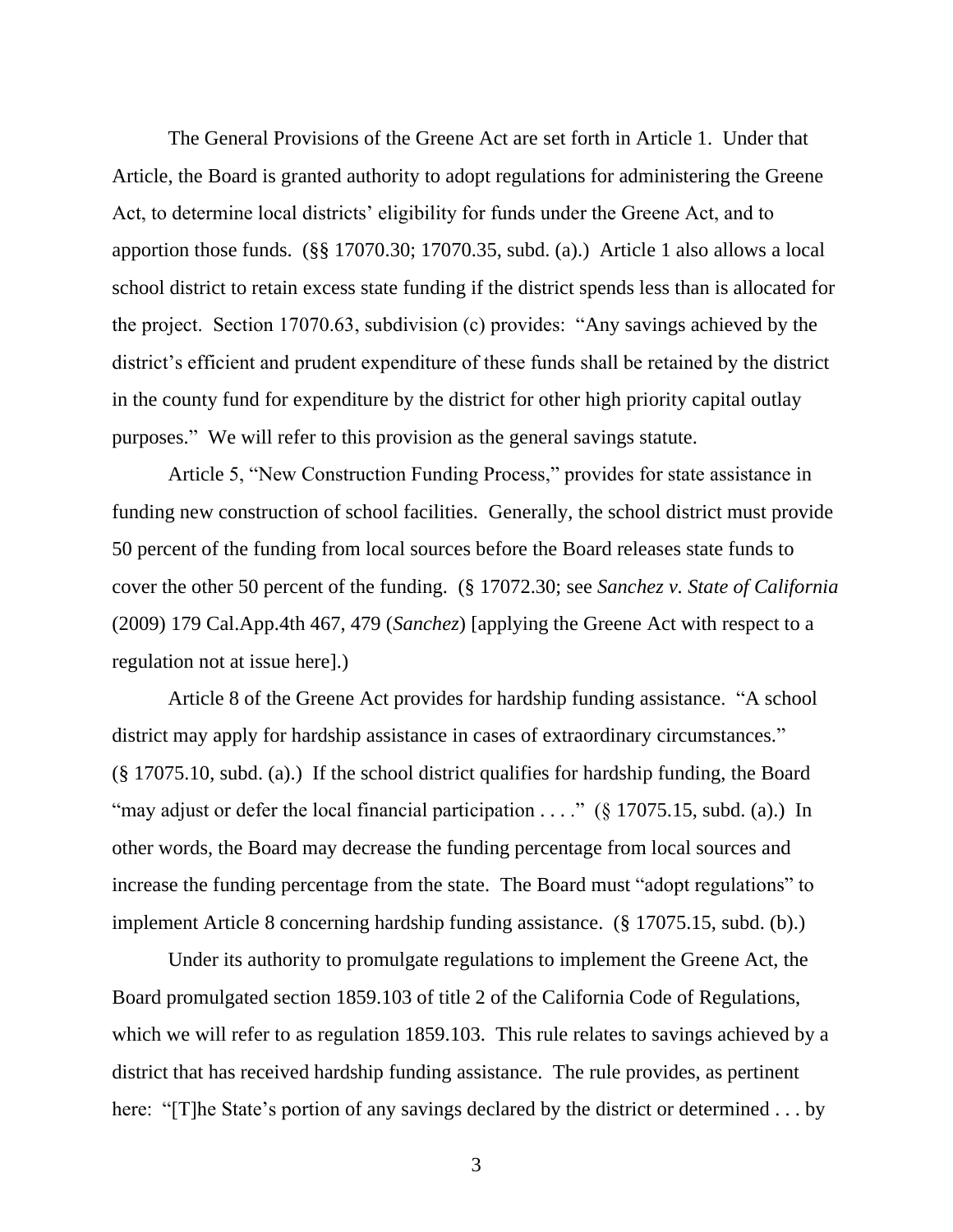The General Provisions of the Greene Act are set forth in Article 1. Under that Article, the Board is granted authority to adopt regulations for administering the Greene Act, to determine local districts' eligibility for funds under the Greene Act, and to apportion those funds. (§§ 17070.30; 17070.35, subd. (a).) Article 1 also allows a local school district to retain excess state funding if the district spends less than is allocated for the project. Section 17070.63, subdivision (c) provides: "Any savings achieved by the district's efficient and prudent expenditure of these funds shall be retained by the district in the county fund for expenditure by the district for other high priority capital outlay purposes." We will refer to this provision as the general savings statute.

Article 5, "New Construction Funding Process," provides for state assistance in funding new construction of school facilities. Generally, the school district must provide 50 percent of the funding from local sources before the Board releases state funds to cover the other 50 percent of the funding. (§ 17072.30; see *Sanchez v. State of California* (2009) 179 Cal.App.4th 467, 479 (*Sanchez*) [applying the Greene Act with respect to a regulation not at issue here].)

Article 8 of the Greene Act provides for hardship funding assistance. "A school district may apply for hardship assistance in cases of extraordinary circumstances." (§ 17075.10, subd. (a).) If the school district qualifies for hardship funding, the Board "may adjust or defer the local financial participation . . . ." (§ 17075.15, subd. (a).) In other words, the Board may decrease the funding percentage from local sources and increase the funding percentage from the state. The Board must "adopt regulations" to implement Article 8 concerning hardship funding assistance. (§ 17075.15, subd. (b).)

Under its authority to promulgate regulations to implement the Greene Act, the Board promulgated section 1859.103 of title 2 of the California Code of Regulations, which we will refer to as regulation 1859.103. This rule relates to savings achieved by a district that has received hardship funding assistance. The rule provides, as pertinent here: "[T]he State's portion of any savings declared by the district or determined . . . by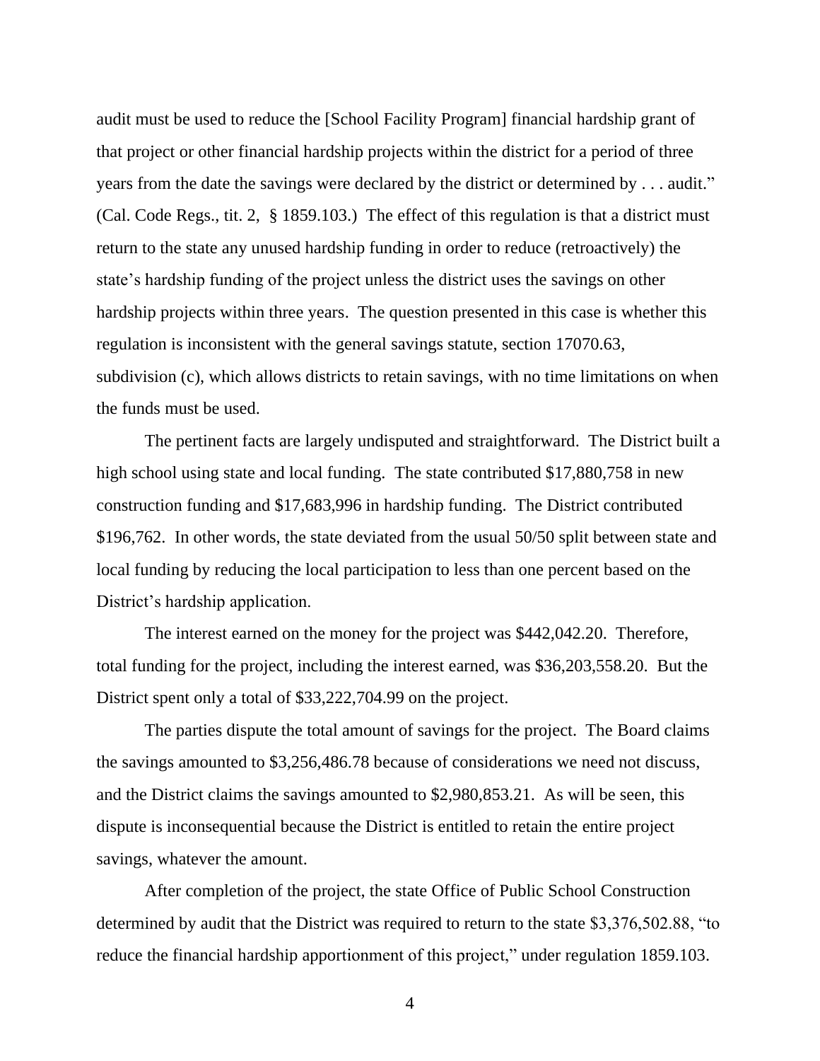audit must be used to reduce the [School Facility Program] financial hardship grant of that project or other financial hardship projects within the district for a period of three years from the date the savings were declared by the district or determined by . . . audit." (Cal. Code Regs., tit. 2, § 1859.103.) The effect of this regulation is that a district must return to the state any unused hardship funding in order to reduce (retroactively) the state's hardship funding of the project unless the district uses the savings on other hardship projects within three years. The question presented in this case is whether this regulation is inconsistent with the general savings statute, section 17070.63, subdivision (c), which allows districts to retain savings, with no time limitations on when the funds must be used.

The pertinent facts are largely undisputed and straightforward. The District built a high school using state and local funding. The state contributed $17,880,758 in new construction funding and $17,683,996 in hardship funding. The District contributed $196,762. In other words, the state deviated from the usual 50/50 split between state and local funding by reducing the local participation to less than one percent based on the District's hardship application.

The interest earned on the money for the project was $442,042.20. Therefore, total funding for the project, including the interest earned, was $36,203,558.20. But the District spent only a total of $33,222,704.99 on the project.

The parties dispute the total amount of savings for the project. The Board claims the savings amounted to $3,256,486.78 because of considerations we need not discuss, and the District claims the savings amounted to $2,980,853.21. As will be seen, this dispute is inconsequential because the District is entitled to retain the entire project savings, whatever the amount.

After completion of the project, the state Office of Public School Construction determined by audit that the District was required to return to the state $3,376,502.88, "to reduce the financial hardship apportionment of this project," under regulation 1859.103.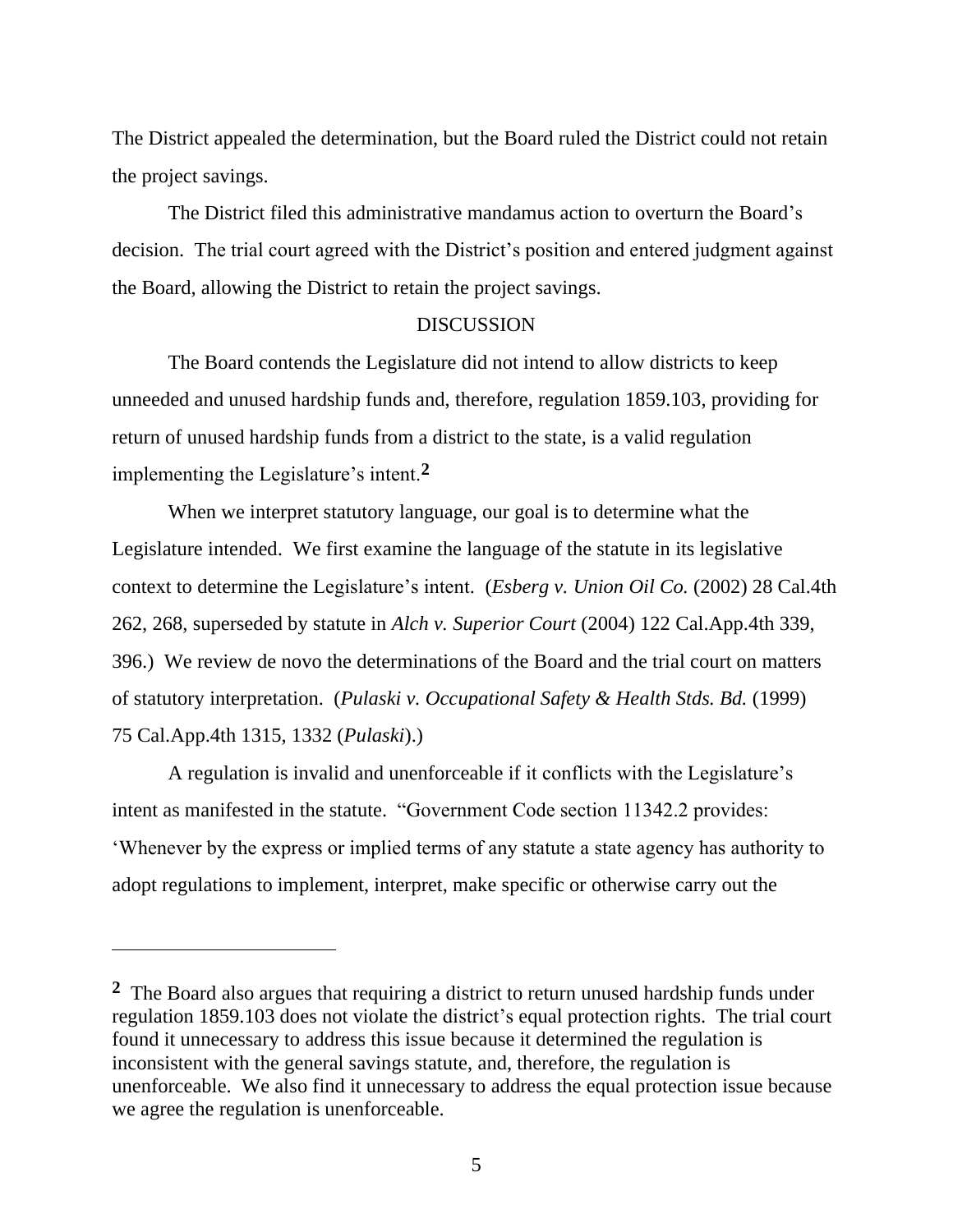The District appealed the determination, but the Board ruled the District could not retain the project savings.

The District filed this administrative mandamus action to overturn the Board's decision. The trial court agreed with the District's position and entered judgment against the Board, allowing the District to retain the project savings.

## DISCUSSION

The Board contends the Legislature did not intend to allow districts to keep unneeded and unused hardship funds and, therefore, regulation 1859.103, providing for return of unused hardship funds from a district to the state, is a valid regulation implementing the Legislature's intent.[2]

When we interpret statutory language, our goal is to determine what the Legislature intended. We first examine the language of the statute in its legislative context to determine the Legislature's intent. (*Esberg v. Union Oil Co.* (2002) 28 Cal.4th 262, 268, superseded by statute in *Alch v. Superior Court* (2004) 122 Cal.App.4th 339, 396.) We review de novo the determinations of the Board and the trial court on matters of statutory interpretation. (*Pulaski v. Occupational Safety & Health Stds. Bd.* (1999) 75 Cal.App.4th 1315, 1332 (*Pulaski*).)

A regulation is invalid and unenforceable if it conflicts with the Legislature's intent as manifested in the statute. "Government Code section 11342.2 provides: 'Whenever by the express or implied terms of any statute a state agency has authority to adopt regulations to implement, interpret, make specific or otherwise carry out the

---

[2] The Board also argues that requiring a district to return unused hardship funds under regulation 1859.103 does not violate the district's equal protection rights. The trial court found it unnecessary to address this issue because it determined the regulation is inconsistent with the general savings statute, and, therefore, the regulation is unenforceable. We also find it unnecessary to address the equal protection issue because we agree the regulation is unenforceable.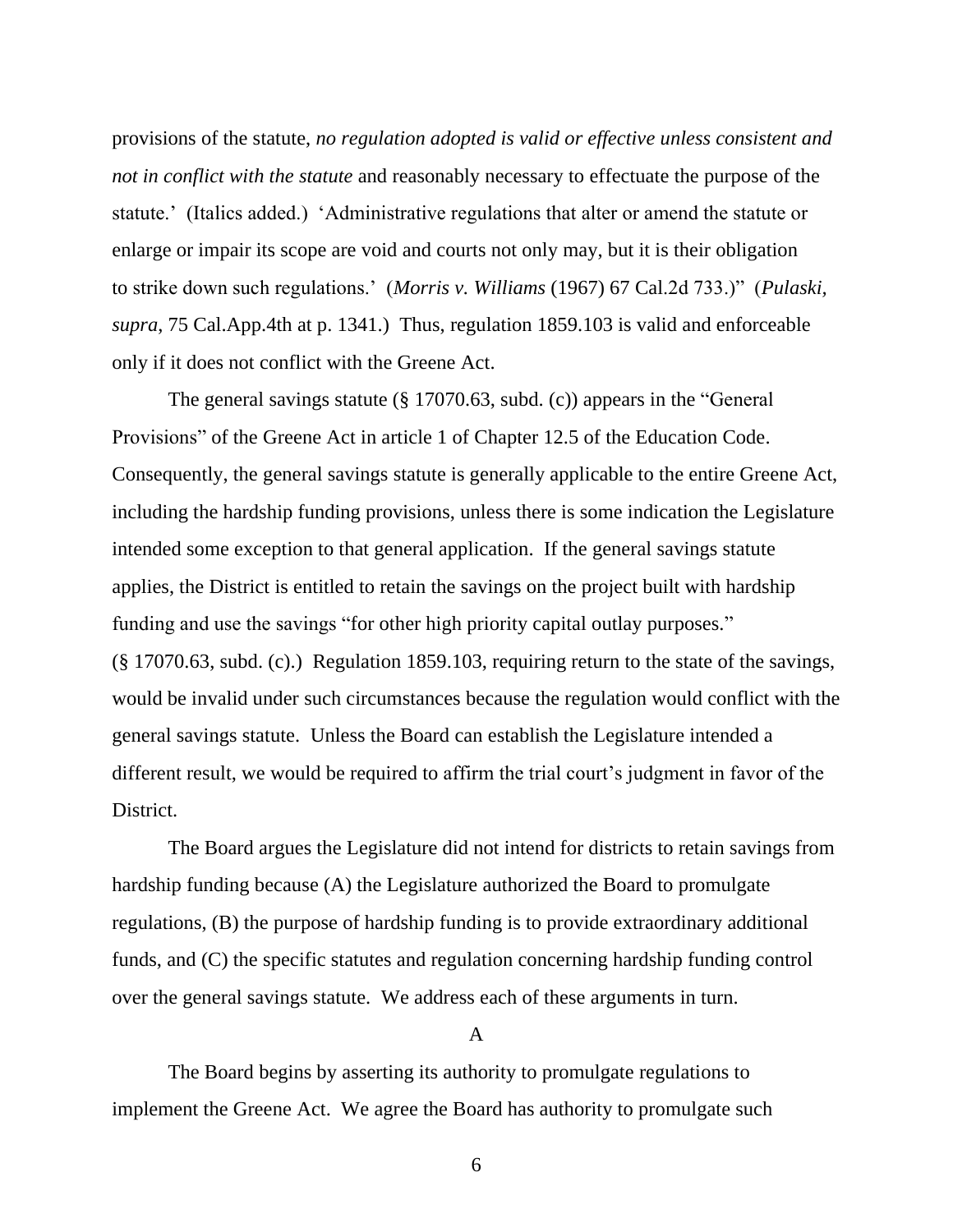provisions of the statute, *no regulation adopted is valid or effective unless consistent and not in conflict with the statute* and reasonably necessary to effectuate the purpose of the statute.' (Italics added.) 'Administrative regulations that alter or amend the statute or enlarge or impair its scope are void and courts not only may, but it is their obligation to strike down such regulations.' (*Morris v. Williams* (1967) 67 Cal.2d 733.)" (*Pulaski, supra*, 75 Cal.App.4th at p. 1341.) Thus, regulation 1859.103 is valid and enforceable only if it does not conflict with the Greene Act.

The general savings statute (§ 17070.63, subd. (c)) appears in the "General Provisions" of the Greene Act in article 1 of Chapter 12.5 of the Education Code. Consequently, the general savings statute is generally applicable to the entire Greene Act, including the hardship funding provisions, unless there is some indication the Legislature intended some exception to that general application. If the general savings statute applies, the District is entitled to retain the savings on the project built with hardship funding and use the savings "for other high priority capital outlay purposes." (§ 17070.63, subd. (c).) Regulation 1859.103, requiring return to the state of the savings, would be invalid under such circumstances because the regulation would conflict with the general savings statute. Unless the Board can establish the Legislature intended a different result, we would be required to affirm the trial court's judgment in favor of the District.

The Board argues the Legislature did not intend for districts to retain savings from hardship funding because (A) the Legislature authorized the Board to promulgate regulations, (B) the purpose of hardship funding is to provide extraordinary additional funds, and (C) the specific statutes and regulation concerning hardship funding control over the general savings statute. We address each of these arguments in turn.

### A

The Board begins by asserting its authority to promulgate regulations to implement the Greene Act. We agree the Board has authority to promulgate such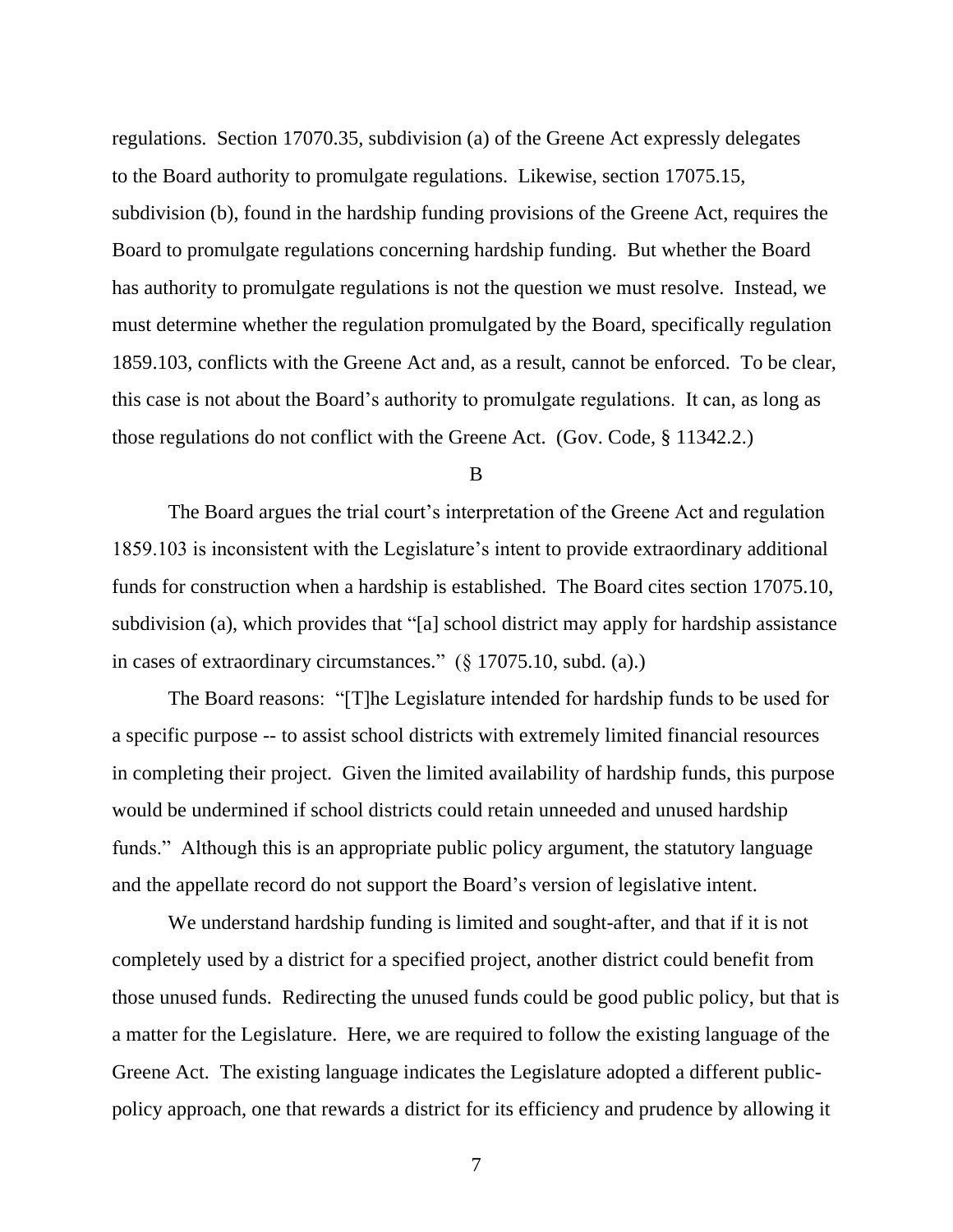regulations. Section 17070.35, subdivision (a) of the Greene Act expressly delegates to the Board authority to promulgate regulations. Likewise, section 17075.15, subdivision (b), found in the hardship funding provisions of the Greene Act, requires the Board to promulgate regulations concerning hardship funding. But whether the Board has authority to promulgate regulations is not the question we must resolve. Instead, we must determine whether the regulation promulgated by the Board, specifically regulation 1859.103, conflicts with the Greene Act and, as a result, cannot be enforced. To be clear, this case is not about the Board's authority to promulgate regulations. It can, as long as those regulations do not conflict with the Greene Act. (Gov. Code, § 11342.2.)

B

The Board argues the trial court's interpretation of the Greene Act and regulation 1859.103 is inconsistent with the Legislature's intent to provide extraordinary additional funds for construction when a hardship is established. The Board cites section 17075.10, subdivision (a), which provides that "[a] school district may apply for hardship assistance in cases of extraordinary circumstances." (§ 17075.10, subd. (a).)

The Board reasons: "[T]he Legislature intended for hardship funds to be used for a specific purpose -- to assist school districts with extremely limited financial resources in completing their project. Given the limited availability of hardship funds, this purpose would be undermined if school districts could retain unneeded and unused hardship funds." Although this is an appropriate public policy argument, the statutory language and the appellate record do not support the Board's version of legislative intent.

We understand hardship funding is limited and sought-after, and that if it is not completely used by a district for a specified project, another district could benefit from those unused funds. Redirecting the unused funds could be good public policy, but that is a matter for the Legislature. Here, we are required to follow the existing language of the Greene Act. The existing language indicates the Legislature adopted a different public-policy approach, one that rewards a district for its efficiency and prudence by allowing it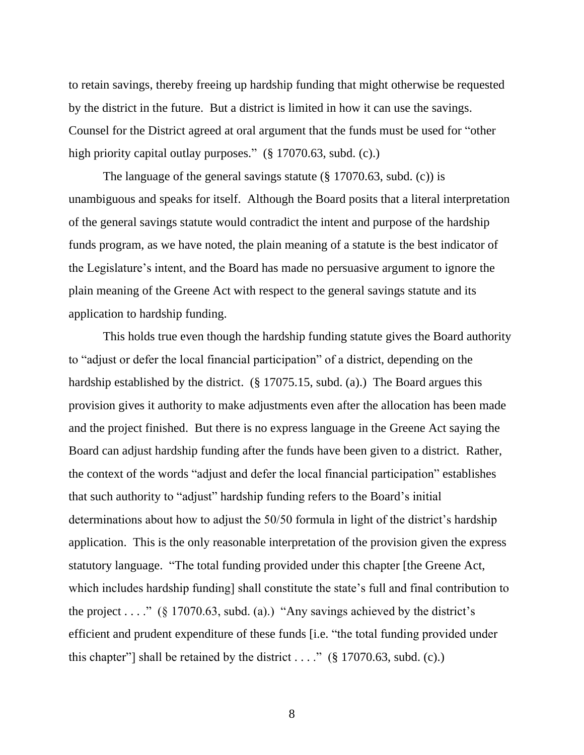to retain savings, thereby freeing up hardship funding that might otherwise be requested by the district in the future. But a district is limited in how it can use the savings. Counsel for the District agreed at oral argument that the funds must be used for "other high priority capital outlay purposes." (§ 17070.63, subd. (c).)

The language of the general savings statute (§ 17070.63, subd. (c)) is unambiguous and speaks for itself. Although the Board posits that a literal interpretation of the general savings statute would contradict the intent and purpose of the hardship funds program, as we have noted, the plain meaning of a statute is the best indicator of the Legislature's intent, and the Board has made no persuasive argument to ignore the plain meaning of the Greene Act with respect to the general savings statute and its application to hardship funding.

This holds true even though the hardship funding statute gives the Board authority to "adjust or defer the local financial participation" of a district, depending on the hardship established by the district. (§ 17075.15, subd. (a).) The Board argues this provision gives it authority to make adjustments even after the allocation has been made and the project finished. But there is no express language in the Greene Act saying the Board can adjust hardship funding after the funds have been given to a district. Rather, the context of the words "adjust and defer the local financial participation" establishes that such authority to "adjust" hardship funding refers to the Board's initial determinations about how to adjust the 50/50 formula in light of the district's hardship application. This is the only reasonable interpretation of the provision given the express statutory language. "The total funding provided under this chapter [the Greene Act, which includes hardship funding] shall constitute the state's full and final contribution to the project . . . ." (§ 17070.63, subd. (a).) "Any savings achieved by the district's efficient and prudent expenditure of these funds [i.e. "the total funding provided under this chapter"] shall be retained by the district . . . ." (§ 17070.63, subd. (c).)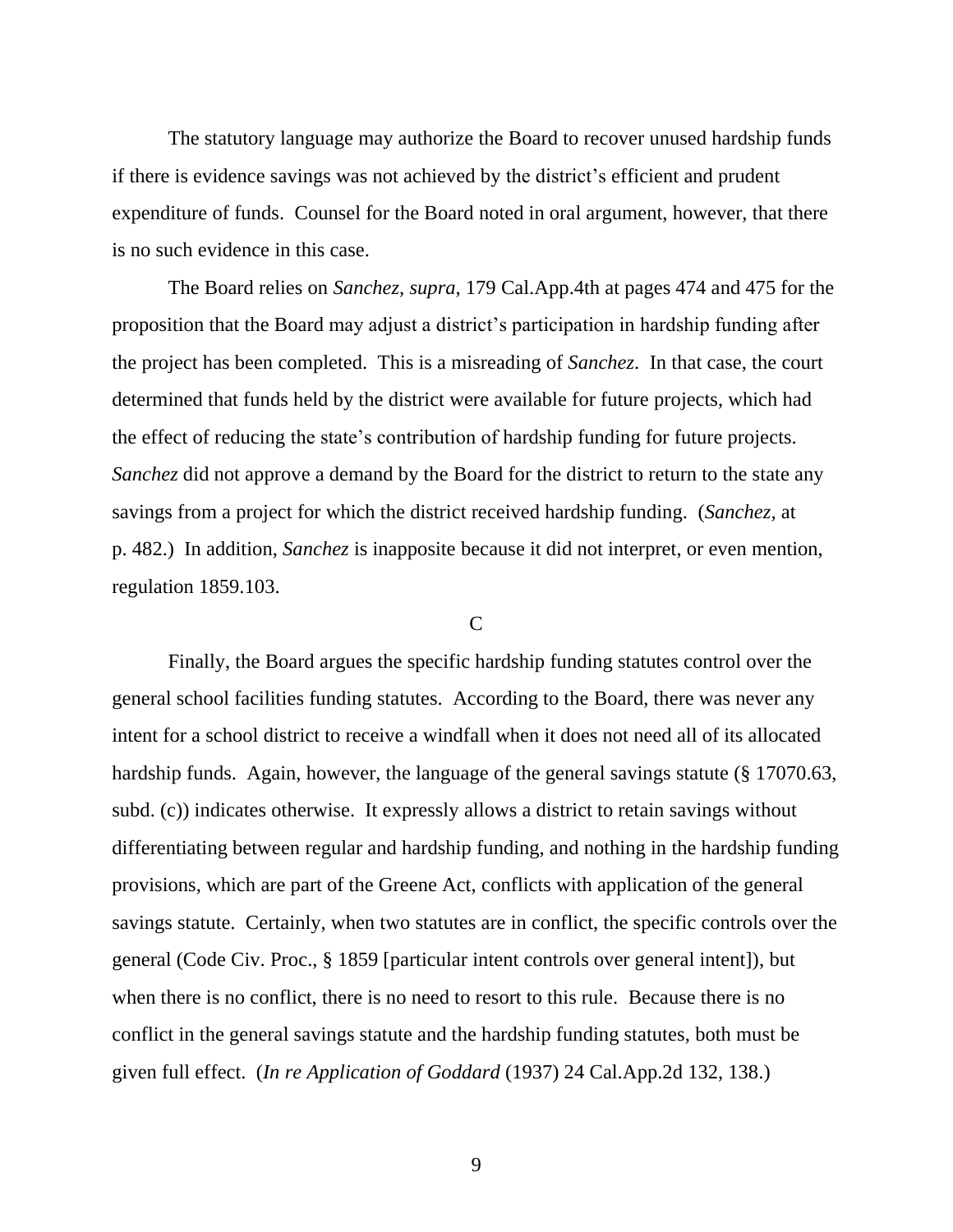The statutory language may authorize the Board to recover unused hardship funds if there is evidence savings was not achieved by the district's efficient and prudent expenditure of funds. Counsel for the Board noted in oral argument, however, that there is no such evidence in this case.

The Board relies on *Sanchez, supra*, 179 Cal.App.4th at pages 474 and 475 for the proposition that the Board may adjust a district's participation in hardship funding after the project has been completed. This is a misreading of *Sanchez*. In that case, the court determined that funds held by the district were available for future projects, which had the effect of reducing the state's contribution of hardship funding for future projects. *Sanchez* did not approve a demand by the Board for the district to return to the state any savings from a project for which the district received hardship funding. (*Sanchez,* at p. 482.) In addition, *Sanchez* is inapposite because it did not interpret, or even mention, regulation 1859.103.

C

Finally, the Board argues the specific hardship funding statutes control over the general school facilities funding statutes. According to the Board, there was never any intent for a school district to receive a windfall when it does not need all of its allocated hardship funds. Again, however, the language of the general savings statute (§ 17070.63, subd. (c)) indicates otherwise. It expressly allows a district to retain savings without differentiating between regular and hardship funding, and nothing in the hardship funding provisions, which are part of the Greene Act, conflicts with application of the general savings statute. Certainly, when two statutes are in conflict, the specific controls over the general (Code Civ. Proc., § 1859 [particular intent controls over general intent]), but when there is no conflict, there is no need to resort to this rule. Because there is no conflict in the general savings statute and the hardship funding statutes, both must be given full effect. (*In re Application of Goddard* (1937) 24 Cal.App.2d 132, 138.)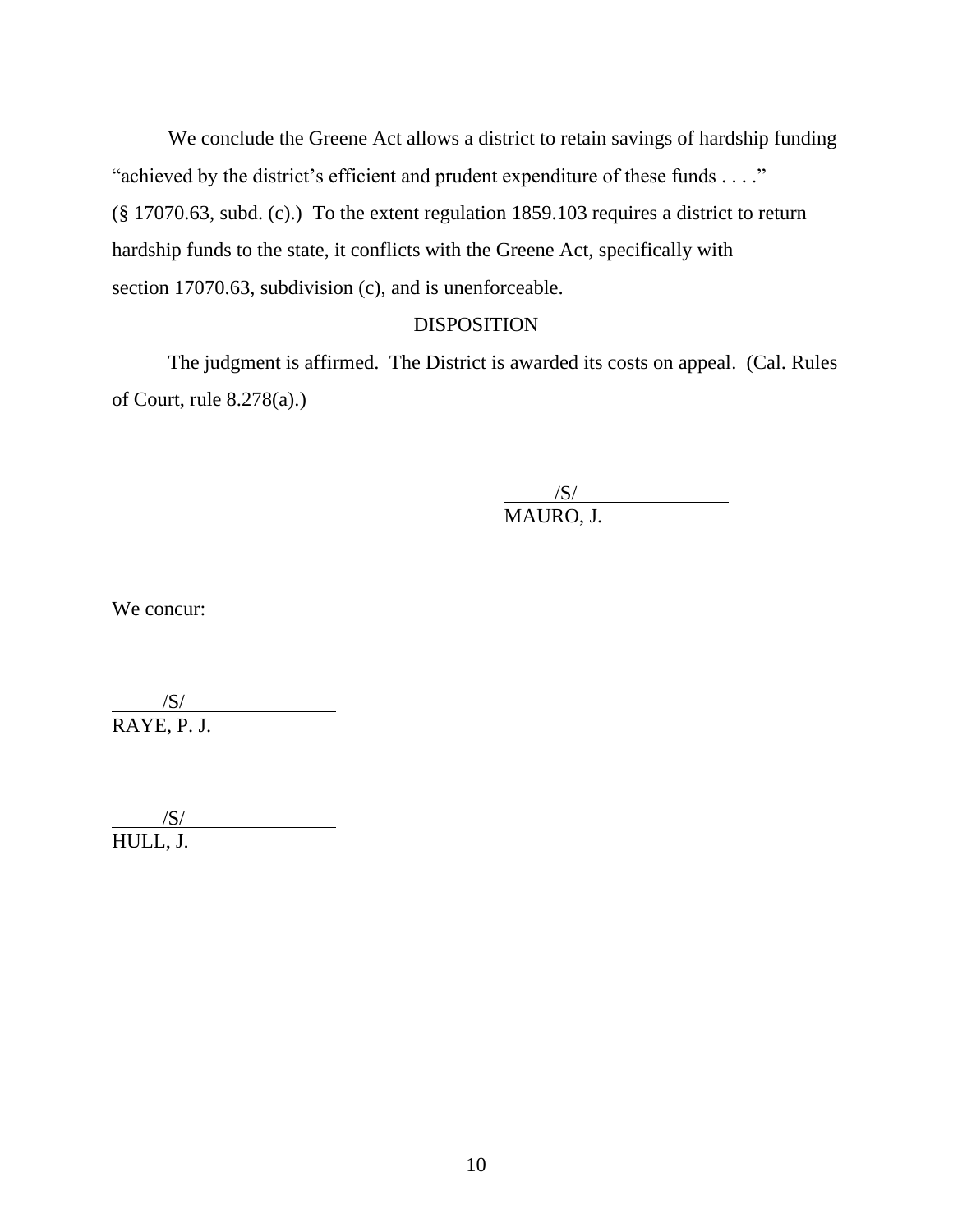We conclude the Greene Act allows a district to retain savings of hardship funding "achieved by the district's efficient and prudent expenditure of these funds . . . ." (§ 17070.63, subd. (c).) To the extent regulation 1859.103 requires a district to return hardship funds to the state, it conflicts with the Greene Act, specifically with section 17070.63, subdivision (c), and is unenforceable.

## DISPOSITION

The judgment is affirmed. The District is awarded its costs on appeal. (Cal. Rules of Court, rule 8.278(a).)

/S/
MAURO, J.

We concur:

/S/
RAYE, P. J.

/S/
HULL, J.